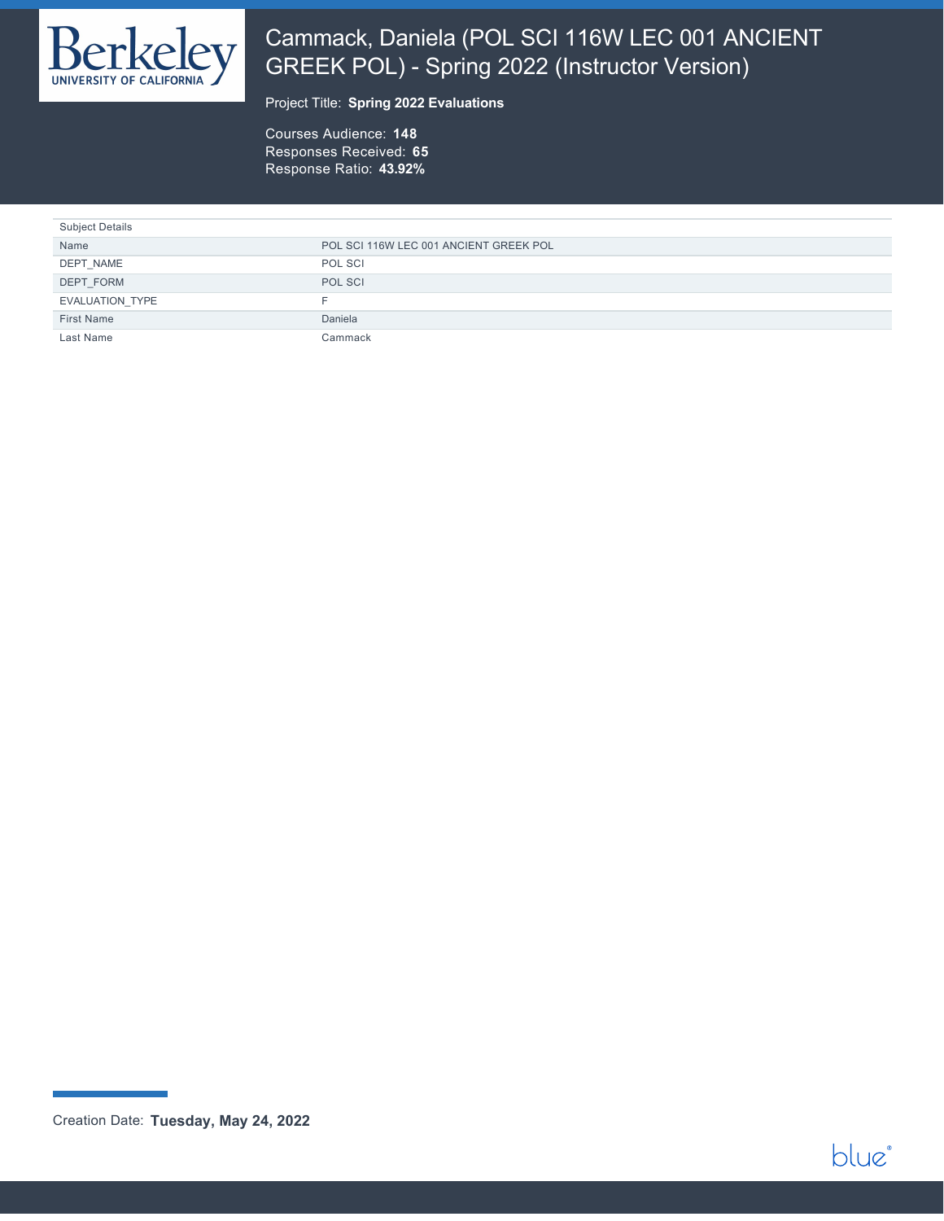# Cammack, Daniela (POL SCI 116W LEC 001 ANCIENT GREEK POL) - Spring 2022 (Instructor Version)

Project Title: **Spring 2022 Evaluations**

Courses Audience: **148**
Responses Received: **65**
Response Ratio: **43.92%**

| Subject Details | |
|---|---|
| Name | POL SCI 116W LEC 001 ANCIENT GREEK POL |
| DEPT_NAME | POL SCI |
| DEPT_FORM | POL SCI |
| EVALUATION_TYPE | F |
| First Name | Daniela |
| Last Name | Cammack |

Creation Date: **Tuesday, May 24, 2022**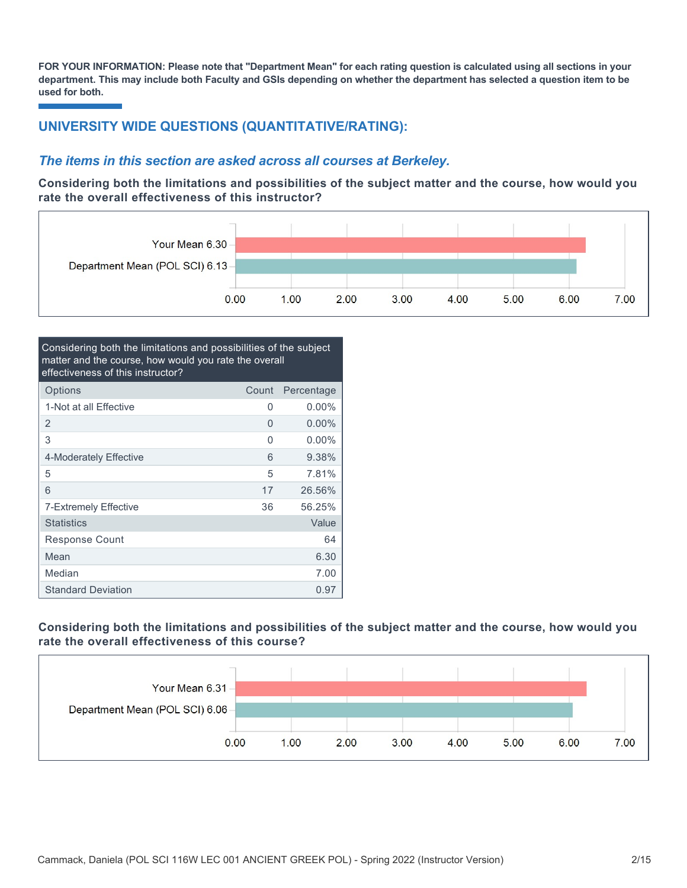**FOR YOUR INFORMATION: Please note that "Department Mean" for each rating question is calculated using all sections in your department. This may include both Faculty and GSIs depending on whether the department has selected a question item to be used for both.**

## UNIVERSITY WIDE QUESTIONS (QUANTITATIVE/RATING):

### *The items in this section are asked across all courses at Berkeley.*

**Considering both the limitations and possibilities of the subject matter and the course, how would you rate the overall effectiveness of this instructor?**

| | |
|---|---|
| Your Mean | 6.30 |
| Department Mean (POL SCI) | 6.13 |

| Considering both the limitations and possibilities of the subject matter and the course, how would you rate the overall effectiveness of this instructor? | | |
|---|---|---|
| Options | Count | Percentage |
| 1-Not at all Effective | 0 | 0.00% |
| 2 | 0 | 0.00% |
| 3 | 0 | 0.00% |
| 4-Moderately Effective | 6 | 9.38% |
| 5 | 5 | 7.81% |
| 6 | 17 | 26.56% |
| 7-Extremely Effective | 36 | 56.25% |
| Statistics | | Value |
| Response Count | | 64 |
| Mean | | 6.30 |
| Median | | 7.00 |
| Standard Deviation | | 0.97 |

**Considering both the limitations and possibilities of the subject matter and the course, how would you rate the overall effectiveness of this course?**

| | |
|---|---|
| Your Mean | 6.31 |
| Department Mean (POL SCI) | 6.06 |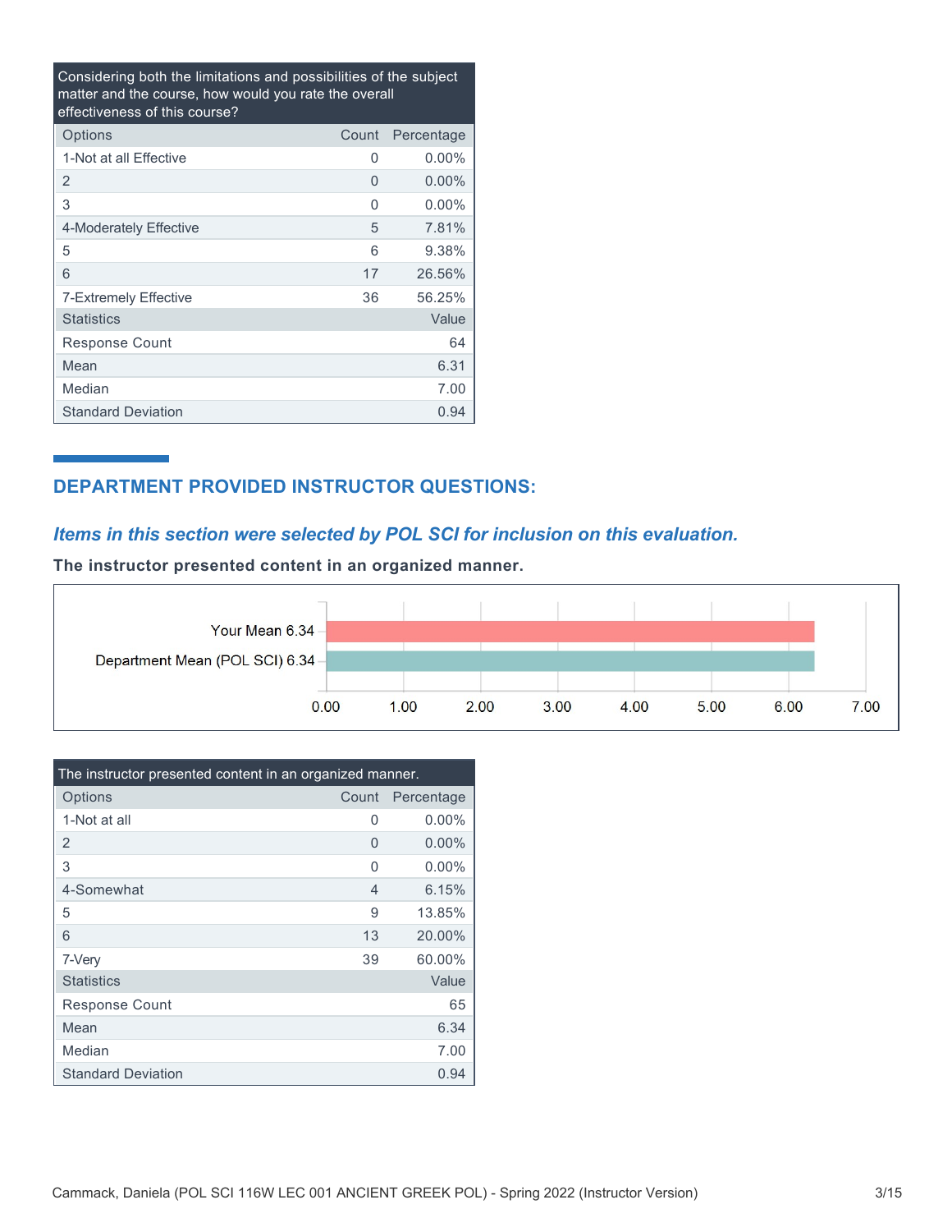| Considering both the limitations and possibilities of the subject matter and the course, how would you rate the overall effectiveness of this course? | | |
|---|---|---|
| Options | Count | Percentage |
| 1-Not at all Effective | 0 | 0.00% |
| 2 | 0 | 0.00% |
| 3 | 0 | 0.00% |
| 4-Moderately Effective | 5 | 7.81% |
| 5 | 6 | 9.38% |
| 6 | 17 | 26.56% |
| 7-Extremely Effective | 36 | 56.25% |
| Statistics | | Value |
| Response Count | | 64 |
| Mean | | 6.31 |
| Median | | 7.00 |
| Standard Deviation | | 0.94 |

## DEPARTMENT PROVIDED INSTRUCTOR QUESTIONS:

### *Items in this section were selected by POL SCI for inclusion on this evaluation.*

**The instructor presented content in an organized manner.**

| | Mean |
|---|---|
| Your Mean 6.34 | 6.34 |
| Department Mean (POL SCI) 6.34 | 6.34 |

| The instructor presented content in an organized manner. | | |
|---|---|---|
| Options | Count | Percentage |
| 1-Not at all | 0 | 0.00% |
| 2 | 0 | 0.00% |
| 3 | 0 | 0.00% |
| 4-Somewhat | 4 | 6.15% |
| 5 | 9 | 13.85% |
| 6 | 13 | 20.00% |
| 7-Very | 39 | 60.00% |
| Statistics | | Value |
| Response Count | | 65 |
| Mean | | 6.34 |
| Median | | 7.00 |
| Standard Deviation | | 0.94 |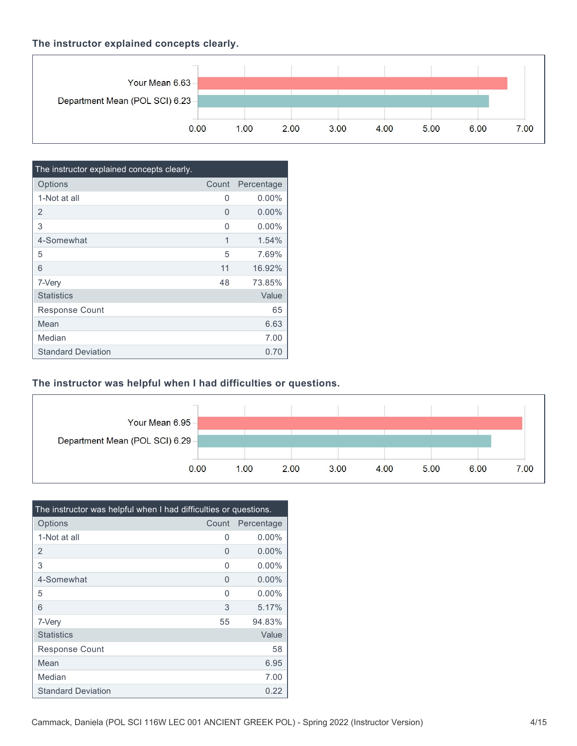### The instructor explained concepts clearly.

Your Mean 6.63

Department Mean (POL SCI) 6.23

| The instructor explained concepts clearly. | | |
|---|---|---|
| Options | Count | Percentage |
| 1-Not at all | 0 | 0.00% |
| 2 | 0 | 0.00% |
| 3 | 0 | 0.00% |
| 4-Somewhat | 1 | 1.54% |
| 5 | 5 | 7.69% |
| 6 | 11 | 16.92% |
| 7-Very | 48 | 73.85% |
| Statistics | | Value |
| Response Count | | 65 |
| Mean | | 6.63 |
| Median | | 7.00 |
| Standard Deviation | | 0.70 |

### The instructor was helpful when I had difficulties or questions.

Your Mean 6.95

Department Mean (POL SCI) 6.29

| The instructor was helpful when I had difficulties or questions. | | |
|---|---|---|
| Options | Count | Percentage |
| 1-Not at all | 0 | 0.00% |
| 2 | 0 | 0.00% |
| 3 | 0 | 0.00% |
| 4-Somewhat | 0 | 0.00% |
| 5 | 0 | 0.00% |
| 6 | 3 | 5.17% |
| 7-Very | 55 | 94.83% |
| Statistics | | Value |
| Response Count | | 58 |
| Mean | | 6.95 |
| Median | | 7.00 |
| Standard Deviation | | 0.22 |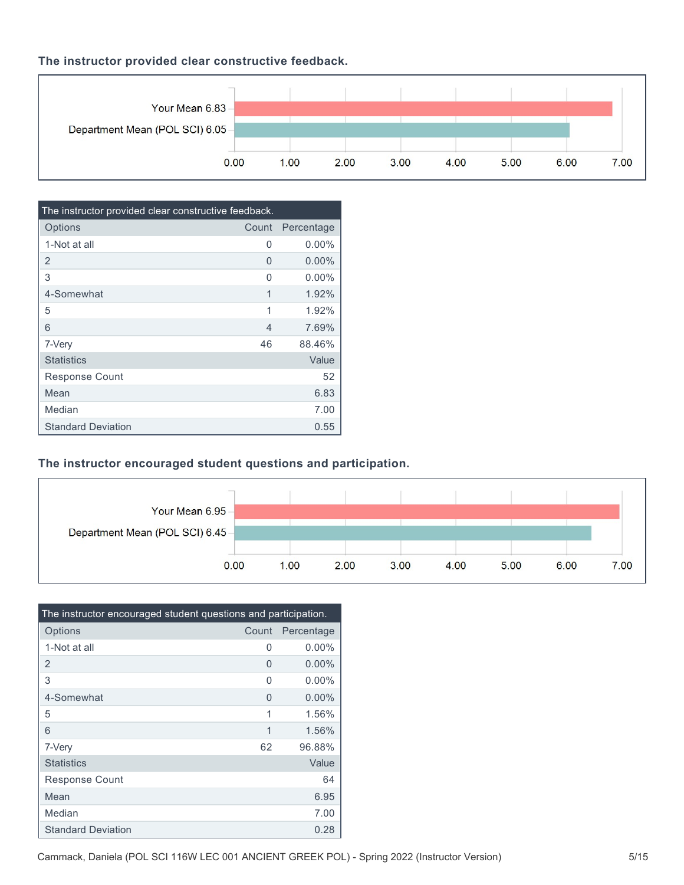### The instructor provided clear constructive feedback.

Your Mean 6.83

Department Mean (POL SCI) 6.05

| The instructor provided clear constructive feedback. | | |
|---|---|---|
| Options | Count | Percentage |
| 1-Not at all | 0 | 0.00% |
| 2 | 0 | 0.00% |
| 3 | 0 | 0.00% |
| 4-Somewhat | 1 | 1.92% |
| 5 | 1 | 1.92% |
| 6 | 4 | 7.69% |
| 7-Very | 46 | 88.46% |
| Statistics | | Value |
| Response Count | | 52 |
| Mean | | 6.83 |
| Median | | 7.00 |
| Standard Deviation | | 0.55 |

### The instructor encouraged student questions and participation.

Your Mean 6.95

Department Mean (POL SCI) 6.45

| The instructor encouraged student questions and participation. | | |
|---|---|---|
| Options | Count | Percentage |
| 1-Not at all | 0 | 0.00% |
| 2 | 0 | 0.00% |
| 3 | 0 | 0.00% |
| 4-Somewhat | 0 | 0.00% |
| 5 | 1 | 1.56% |
| 6 | 1 | 1.56% |
| 7-Very | 62 | 96.88% |
| Statistics | | Value |
| Response Count | | 64 |
| Mean | | 6.95 |
| Median | | 7.00 |
| Standard Deviation | | 0.28 |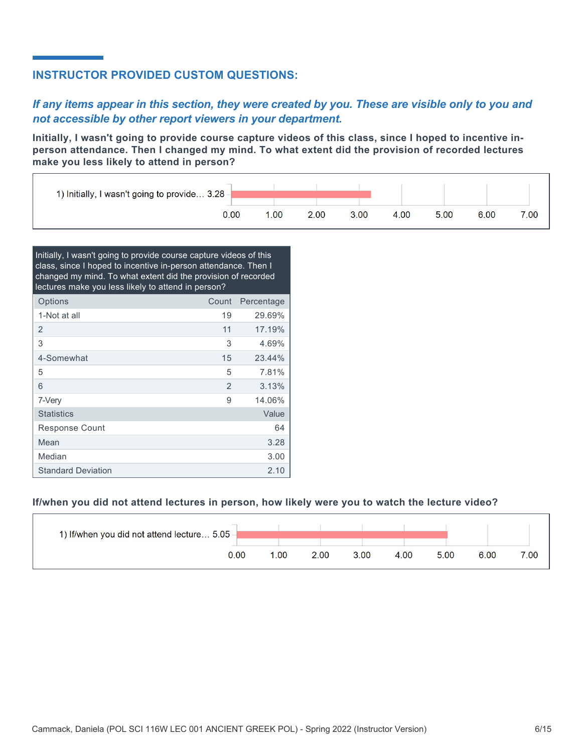## INSTRUCTOR PROVIDED CUSTOM QUESTIONS:

*If any items appear in this section, they were created by you. These are visible only to you and not accessible by other report viewers in your department.*

**Initially, I wasn't going to provide course capture videos of this class, since I hoped to incentive in-person attendance. Then I changed my mind. To what extent did the provision of recorded lectures make you less likely to attend in person?**

1) Initially, I wasn't going to provide... 3.28

| Initially, I wasn't going to provide course capture videos of this class, since I hoped to incentive in-person attendance. Then I changed my mind. To what extent did the provision of recorded lectures make you less likely to attend in person? | | |
|---|---|---|
| Options | Count | Percentage |
| 1-Not at all | 19 | 29.69% |
| 2 | 11 | 17.19% |
| 3 | 3 | 4.69% |
| 4-Somewhat | 15 | 23.44% |
| 5 | 5 | 7.81% |
| 6 | 2 | 3.13% |
| 7-Very | 9 | 14.06% |
| Statistics | | Value |
| Response Count | | 64 |
| Mean | | 3.28 |
| Median | | 3.00 |
| Standard Deviation | | 2.10 |

**If/when you did not attend lectures in person, how likely were you to watch the lecture video?**

1) If/when you did not attend lecture... 5.05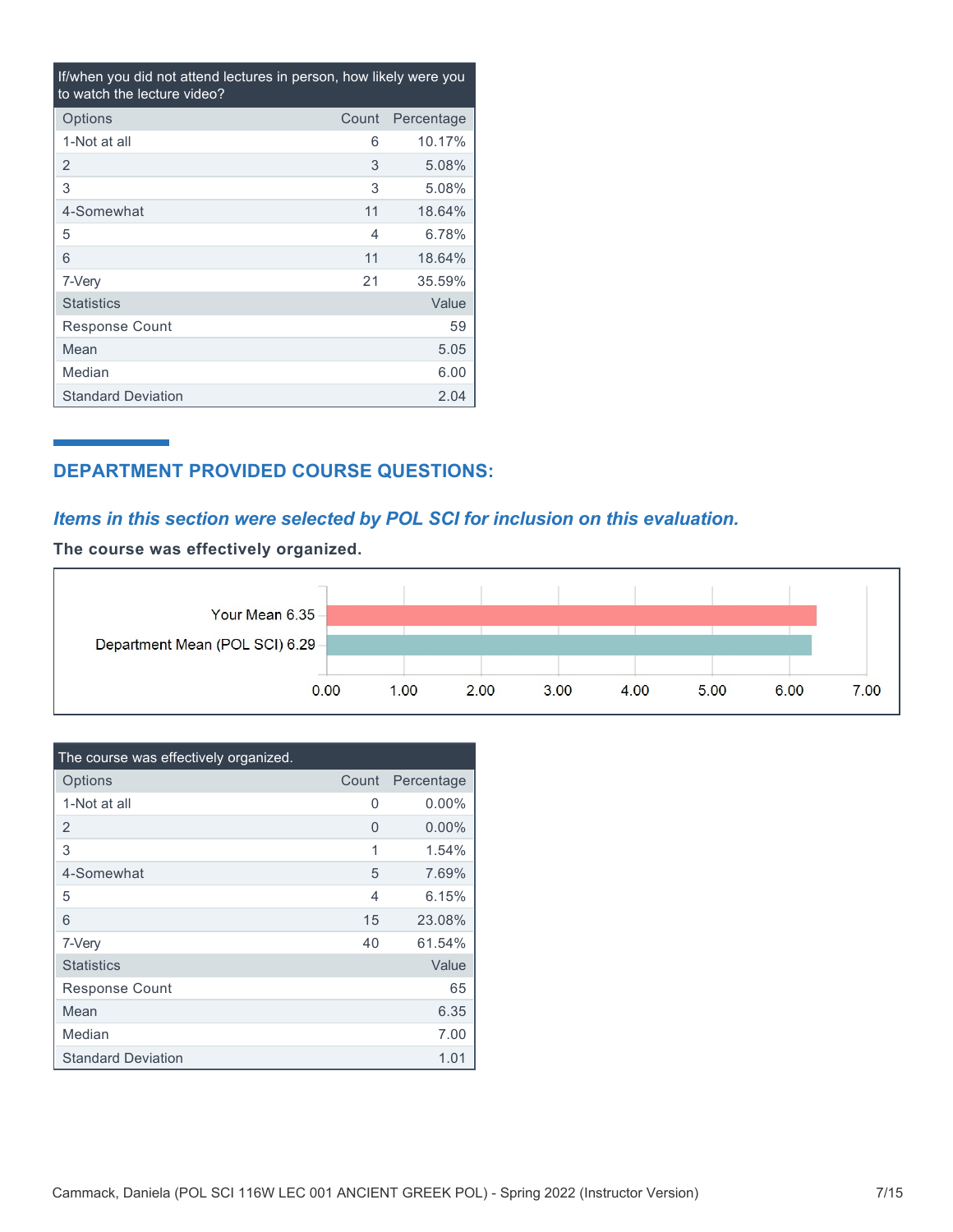| If/when you did not attend lectures in person, how likely were you to watch the lecture video? | | |
|---|---|---|
| Options | Count | Percentage |
| 1-Not at all | 6 | 10.17% |
| 2 | 3 | 5.08% |
| 3 | 3 | 5.08% |
| 4-Somewhat | 11 | 18.64% |
| 5 | 4 | 6.78% |
| 6 | 11 | 18.64% |
| 7-Very | 21 | 35.59% |
| Statistics | | Value |
| Response Count | | 59 |
| Mean | | 5.05 |
| Median | | 6.00 |
| Standard Deviation | | 2.04 |

## DEPARTMENT PROVIDED COURSE QUESTIONS:

***Items in this section were selected by POL SCI for inclusion on this evaluation.***

**The course was effectively organized.**

Your Mean 6.35

Department Mean (POL SCI) 6.29

| The course was effectively organized. | | |
|---|---|---|
| Options | Count | Percentage |
| 1-Not at all | 0 | 0.00% |
| 2 | 0 | 0.00% |
| 3 | 1 | 1.54% |
| 4-Somewhat | 5 | 7.69% |
| 5 | 4 | 6.15% |
| 6 | 15 | 23.08% |
| 7-Very | 40 | 61.54% |
| Statistics | | Value |
| Response Count | | 65 |
| Mean | | 6.35 |
| Median | | 7.00 |
| Standard Deviation | | 1.01 |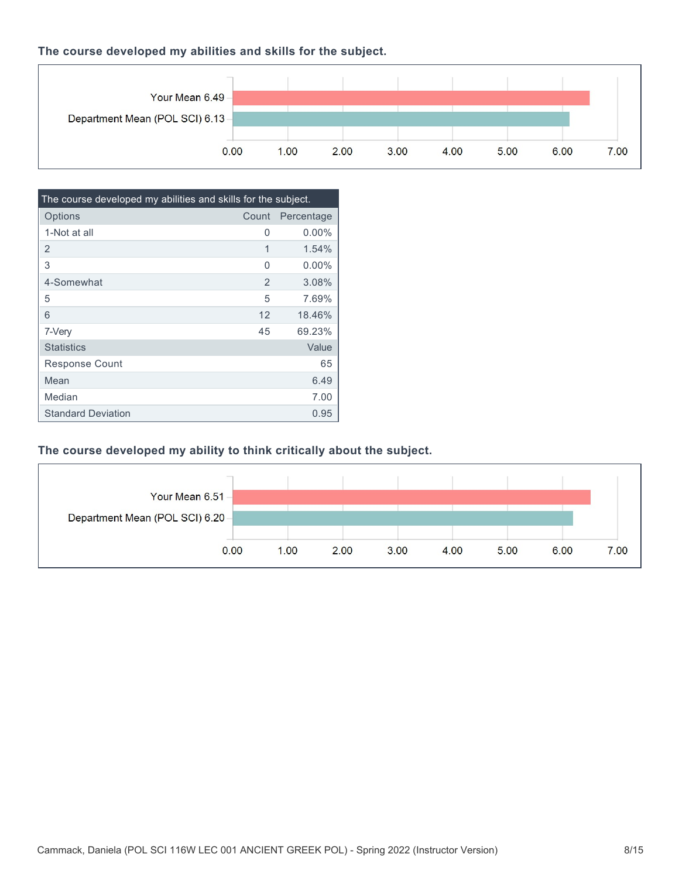### The course developed my abilities and skills for the subject.

Your Mean 6.49

Department Mean (POL SCI) 6.13

| The course developed my abilities and skills for the subject. | | |
|---|---|---|
| Options | Count | Percentage |
| 1-Not at all | 0 | 0.00% |
| 2 | 1 | 1.54% |
| 3 | 0 | 0.00% |
| 4-Somewhat | 2 | 3.08% |
| 5 | 5 | 7.69% |
| 6 | 12 | 18.46% |
| 7-Very | 45 | 69.23% |
| Statistics | | Value |
| Response Count | | 65 |
| Mean | | 6.49 |
| Median | | 7.00 |
| Standard Deviation | | 0.95 |

### The course developed my ability to think critically about the subject.

Your Mean 6.51

Department Mean (POL SCI) 6.20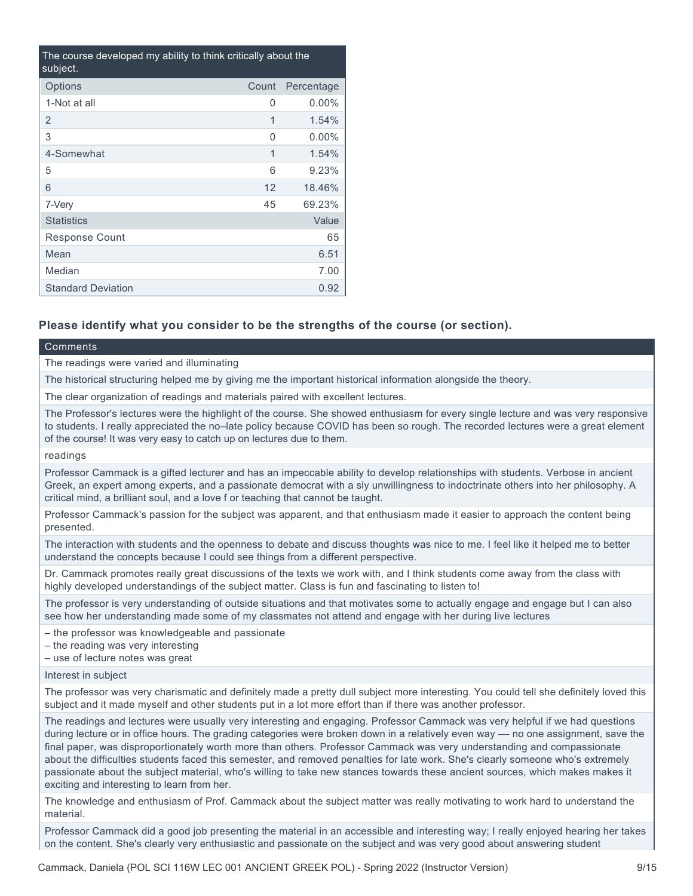| The course developed my ability to think critically about the subject. | | |
|---|---|---|
| Options | Count | Percentage |
| 1-Not at all | 0 | 0.00% |
| 2 | 1 | 1.54% |
| 3 | 0 | 0.00% |
| 4-Somewhat | 1 | 1.54% |
| 5 | 6 | 9.23% |
| 6 | 12 | 18.46% |
| 7-Very | 45 | 69.23% |
| Statistics | | Value |
| Response Count | | 65 |
| Mean | | 6.51 |
| Median | | 7.00 |
| Standard Deviation | | 0.92 |

### Please identify what you consider to be the strengths of the course (or section).

| Comments |
|---|
| The readings were varied and illuminating |
| The historical structuring helped me by giving me the important historical information alongside the theory. |
| The clear organization of readings and materials paired with excellent lectures. |
| The Professor's lectures were the highlight of the course. She showed enthusiasm for every single lecture and was very responsive to students. I really appreciated the no–late policy because COVID has been so rough. The recorded lectures were a great element of the course! It was very easy to catch up on lectures due to them. |
| readings |
| Professor Cammack is a gifted lecturer and has an impeccable ability to develop relationships with students. Verbose in ancient Greek, an expert among experts, and a passionate democrat with a sly unwillingness to indoctrinate others into her philosophy. A critical mind, a brilliant soul, and a love f or teaching that cannot be taught. |
| Professor Cammack's passion for the subject was apparent, and that enthusiasm made it easier to approach the content being presented. |
| The interaction with students and the openness to debate and discuss thoughts was nice to me. I feel like it helped me to better understand the concepts because I could see things from a different perspective. |
| Dr. Cammack promotes really great discussions of the texts we work with, and I think students come away from the class with highly developed understandings of the subject matter. Class is fun and fascinating to listen to! |
| The professor is very understanding of outside situations and that motivates some to actually engage and engage but I can also see how her understanding made some of my classmates not attend and engage with her during live lectures |
| – the professor was knowledgeable and passionate<br>– the reading was very interesting<br>– use of lecture notes was great |
| Interest in subject |
| The professor was very charismatic and definitely made a pretty dull subject more interesting. You could tell she definitely loved this subject and it made myself and other students put in a lot more effort than if there was another professor. |
| The readings and lectures were usually very interesting and engaging. Professor Cammack was very helpful if we had questions during lecture or in office hours. The grading categories were broken down in a relatively even way — no one assignment, save the final paper, was disproportionately worth more than others. Professor Cammack was very understanding and compassionate about the difficulties students faced this semester, and removed penalties for late work. She's clearly someone who's extremely passionate about the subject material, who's willing to take new stances towards these ancient sources, which makes makes it exciting and interesting to learn from her. |
| The knowledge and enthusiasm of Prof. Cammack about the subject matter was really motivating to work hard to understand the material. |
| Professor Cammack did a good job presenting the material in an accessible and interesting way; I really enjoyed hearing her takes on the content. She's clearly very enthusiastic and passionate on the subject and was very good about answering student |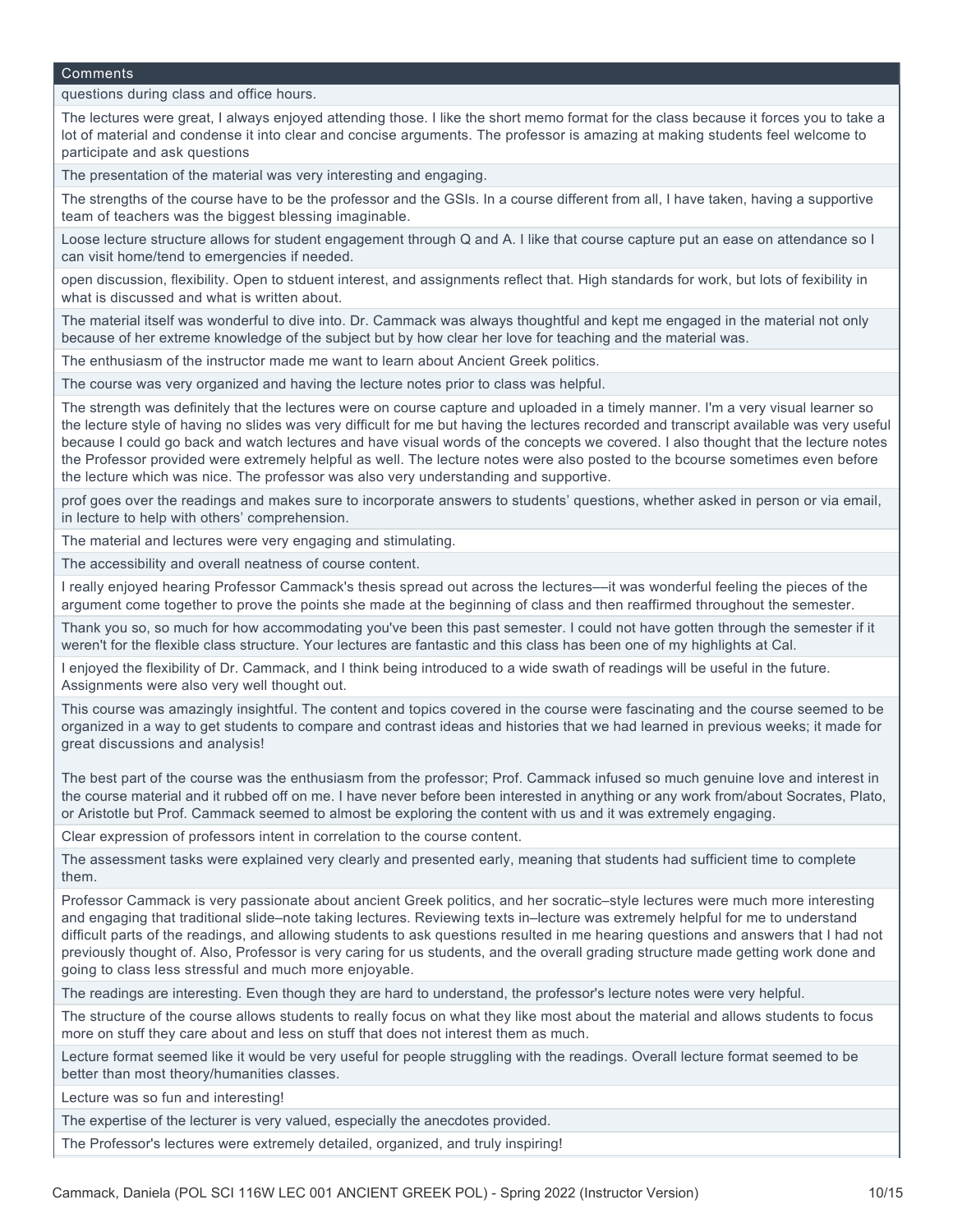| Comments |
| --- |
| questions during class and office hours. |
| The lectures were great, I always enjoyed attending those. I like the short memo format for the class because it forces you to take a lot of material and condense it into clear and concise arguments. The professor is amazing at making students feel welcome to participate and ask questions |
| The presentation of the material was very interesting and engaging. |
| The strengths of the course have to be the professor and the GSIs. In a course different from all, I have taken, having a supportive team of teachers was the biggest blessing imaginable. |
| Loose lecture structure allows for student engagement through Q and A. I like that course capture put an ease on attendance so I can visit home/tend to emergencies if needed. |
| open discussion, flexibility. Open to stduent interest, and assignments reflect that. High standards for work, but lots of fexibility in what is discussed and what is written about. |
| The material itself was wonderful to dive into. Dr. Cammack was always thoughtful and kept me engaged in the material not only because of her extreme knowledge of the subject but by how clear her love for teaching and the material was. |
| The enthusiasm of the instructor made me want to learn about Ancient Greek politics. |
| The course was very organized and having the lecture notes prior to class was helpful. |
| The strength was definitely that the lectures were on course capture and uploaded in a timely manner. I'm a very visual learner so the lecture style of having no slides was very difficult for me but having the lectures recorded and transcript available was very useful because I could go back and watch lectures and have visual words of the concepts we covered. I also thought that the lecture notes the Professor provided were extremely helpful as well. The lecture notes were also posted to the bcourse sometimes even before the lecture which was nice. The professor was also very understanding and supportive. |
| prof goes over the readings and makes sure to incorporate answers to students' questions, whether asked in person or via email, in lecture to help with others' comprehension. |
| The material and lectures were very engaging and stimulating. |
| The accessibility and overall neatness of course content. |
| I really enjoyed hearing Professor Cammack's thesis spread out across the lectures––it was wonderful feeling the pieces of the argument come together to prove the points she made at the beginning of class and then reaffirmed throughout the semester. |
| Thank you so, so much for how accommodating you've been this past semester. I could not have gotten through the semester if it weren't for the flexible class structure. Your lectures are fantastic and this class has been one of my highlights at Cal. |
| I enjoyed the flexibility of Dr. Cammack, and I think being introduced to a wide swath of readings will be useful in the future. Assignments were also very well thought out. |
| This course was amazingly insightful. The content and topics covered in the course were fascinating and the course seemed to be organized in a way to get students to compare and contrast ideas and histories that we had learned in previous weeks; it made for great discussions and analysis!<br><br>The best part of the course was the enthusiasm from the professor; Prof. Cammack infused so much genuine love and interest in the course material and it rubbed off on me. I have never before been interested in anything or any work from/about Socrates, Plato, or Aristotle but Prof. Cammack seemed to almost be exploring the content with us and it was extremely engaging. |
| Clear expression of professors intent in correlation to the course content. |
| The assessment tasks were explained very clearly and presented early, meaning that students had sufficient time to complete them. |
| Professor Cammack is very passionate about ancient Greek politics, and her socratic–style lectures were much more interesting and engaging that traditional slide–note taking lectures. Reviewing texts in–lecture was extremely helpful for me to understand difficult parts of the readings, and allowing students to ask questions resulted in me hearing questions and answers that I had not previously thought of. Also, Professor is very caring for us students, and the overall grading structure made getting work done and going to class less stressful and much more enjoyable. |
| The readings are interesting. Even though they are hard to understand, the professor's lecture notes were very helpful. |
| The structure of the course allows students to really focus on what they like most about the material and allows students to focus more on stuff they care about and less on stuff that does not interest them as much. |
| Lecture format seemed like it would be very useful for people struggling with the readings. Overall lecture format seemed to be better than most theory/humanities classes. |
| Lecture was so fun and interesting! |
| The expertise of the lecturer is very valued, especially the anecdotes provided. |
| The Professor's lectures were extremely detailed, organized, and truly inspiring! |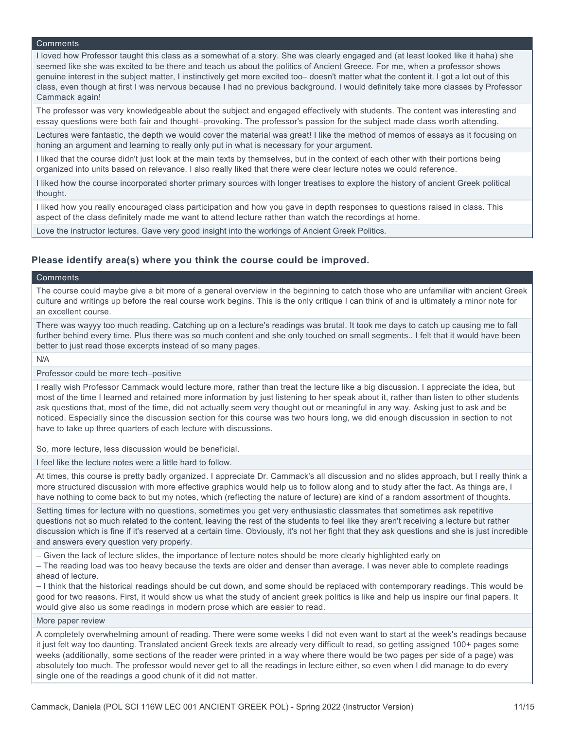| Comments |
| --- |
| I loved how Professor taught this class as a somewhat of a story. She was clearly engaged and (at least looked like it haha) she seemed like she was excited to be there and teach us about the politics of Ancient Greece. For me, when a professor shows genuine interest in the subject matter, I instinctively get more excited too– doesn't matter what the content it. I got a lot out of this class, even though at first I was nervous because I had no previous background. I would definitely take more classes by Professor Cammack again! |
| The professor was very knowledgeable about the subject and engaged effectively with students. The content was interesting and essay questions were both fair and thought–provoking. The professor's passion for the subject made class worth attending. |
| Lectures were fantastic, the depth we would cover the material was great! I like the method of memos of essays as it focusing on honing an argument and learning to really only put in what is necessary for your argument. |
| I liked that the course didn't just look at the main texts by themselves, but in the context of each other with their portions being organized into units based on relevance. I also really liked that there were clear lecture notes we could reference. |
| I liked how the course incorporated shorter primary sources with longer treatises to explore the history of ancient Greek political thought. |
| I liked how you really encouraged class participation and how you gave in depth responses to questions raised in class. This aspect of the class definitely made me want to attend lecture rather than watch the recordings at home. |
| Love the instructor lectures. Gave very good insight into the workings of Ancient Greek Politics. |

### Please identify area(s) where you think the course could be improved.

| Comments |
| --- |
| The course could maybe give a bit more of a general overview in the beginning to catch those who are unfamiliar with ancient Greek culture and writings up before the real course work begins. This is the only critique I can think of and is ultimately a minor note for an excellent course. |
| There was wayyy too much reading. Catching up on a lecture's readings was brutal. It took me days to catch up causing me to fall further behind every time. Plus there was so much content and she only touched on small segments.. I felt that it would have been better to just read those excerpts instead of so many pages. |
| N/A |
| Professor could be more tech–positive |
| I really wish Professor Cammack would lecture more, rather than treat the lecture like a big discussion. I appreciate the idea, but most of the time I learned and retained more information by just listening to her speak about it, rather than listen to other students ask questions that, most of the time, did not actually seem very thought out or meaningful in any way. Asking just to ask and be noticed. Especially since the discussion section for this course was two hours long, we did enough discussion in section to not have to take up three quarters of each lecture with discussions.<br><br>So, more lecture, less discussion would be beneficial. |
| I feel like the lecture notes were a little hard to follow. |
| At times, this course is pretty badly organized. I appreciate Dr. Cammack's all discussion and no slides approach, but I really think a more structured discussion with more effective graphics would help us to follow along and to study after the fact. As things are, I have nothing to come back to but my notes, which (reflecting the nature of lecture) are kind of a random assortment of thoughts. |
| Setting times for lecture with no questions, sometimes you get very enthusiastic classmates that sometimes ask repetitive questions not so much related to the content, leaving the rest of the students to feel like they aren't receiving a lecture but rather discussion which is fine if it's reserved at a certain time. Obviously, it's not her fight that they ask questions and she is just incredible and answers every question very properly. |
| – Given the lack of lecture slides, the importance of lecture notes should be more clearly highlighted early on<br>– The reading load was too heavy because the texts are older and denser than average. I was never able to complete readings ahead of lecture.<br>– I think that the historical readings should be cut down, and some should be replaced with contemporary readings. This would be good for two reasons. First, it would show us what the study of ancient greek politics is like and help us inspire our final papers. It would give also us some readings in modern prose which are easier to read. |
| More paper review |
| A completely overwhelming amount of reading. There were some weeks I did not even want to start at the week's readings because it just felt way too daunting. Translated ancient Greek texts are already very difficult to read, so getting assigned 100+ pages some weeks (additionally, some sections of the reader were printed in a way where there would be two pages per side of a page) was absolutely too much. The professor would never get to all the readings in lecture either, so even when I did manage to do every single one of the readings a good chunk of it did not matter. |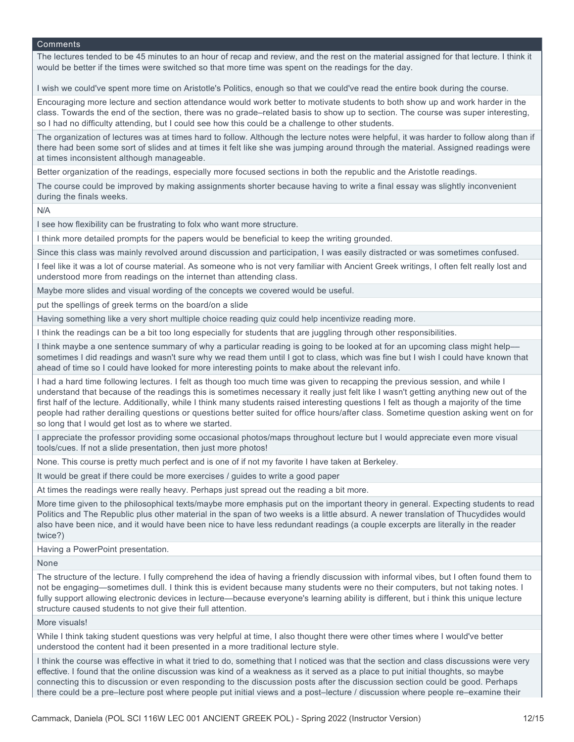| Comments |
| --- |
| The lectures tended to be 45 minutes to an hour of recap and review, and the rest on the material assigned for that lecture. I think it would be better if the times were switched so that more time was spent on the readings for the day.<br><br>I wish we could've spent more time on Aristotle's Politics, enough so that we could've read the entire book during the course. |
| Encouraging more lecture and section attendance would work better to motivate students to both show up and work harder in the class. Towards the end of the section, there was no grade–related basis to show up to section. The course was super interesting, so I had no difficulty attending, but I could see how this could be a challenge to other students. |
| The organization of lectures was at times hard to follow. Although the lecture notes were helpful, it was harder to follow along than if there had been some sort of slides and at times it felt like she was jumping around through the material. Assigned readings were at times inconsistent although manageable. |
| Better organization of the readings, especially more focused sections in both the republic and the Aristotle readings. |
| The course could be improved by making assignments shorter because having to write a final essay was slightly inconvenient during the finals weeks. |
| N/A |
| I see how flexibility can be frustrating to folx who want more structure. |
| I think more detailed prompts for the papers would be beneficial to keep the writing grounded. |
| Since this class was mainly revolved around discussion and participation, I was easily distracted or was sometimes confused. |
| I feel like it was a lot of course material. As someone who is not very familiar with Ancient Greek writings, I often felt really lost and understood more from readings on the internet than attending class. |
| Maybe more slides and visual wording of the concepts we covered would be useful. |
| put the spellings of greek terms on the board/on a slide |
| Having something like a very short multiple choice reading quiz could help incentivize reading more. |
| I think the readings can be a bit too long especially for students that are juggling through other responsibilities. |
| I think maybe a one sentence summary of why a particular reading is going to be looked at for an upcoming class might help—sometimes I did readings and wasn't sure why we read them until I got to class, which was fine but I wish I could have known that ahead of time so I could have looked for more interesting points to make about the relevant info. |
| I had a hard time following lectures. I felt as though too much time was given to recapping the previous session, and while I understand that because of the readings this is sometimes necessary it really just felt like I wasn't getting anything new out of the first half of the lecture. Additionally, while I think many students raised interesting questions I felt as though a majority of the time people had rather derailing questions or questions better suited for office hours/after class. Sometime question asking went on for so long that I would get lost as to where we started. |
| I appreciate the professor providing some occasional photos/maps throughout lecture but I would appreciate even more visual tools/cues. If not a slide presentation, then just more photos! |
| None. This course is pretty much perfect and is one of if not my favorite I have taken at Berkeley. |
| It would be great if there could be more exercises / guides to write a good paper |
| At times the readings were really heavy. Perhaps just spread out the reading a bit more. |
| More time given to the philosophical texts/maybe more emphasis put on the important theory in general. Expecting students to read Politics and The Republic plus other material in the span of two weeks is a little absurd. A newer translation of Thucydides would also have been nice, and it would have been nice to have less redundant readings (a couple excerpts are literally in the reader twice?) |
| Having a PowerPoint presentation. |
| None |
| The structure of the lecture. I fully comprehend the idea of having a friendly discussion with informal vibes, but I often found them to not be engaging—sometimes dull. I think this is evident because many students were no their computers, but not taking notes. I fully support allowing electronic devices in lecture—because everyone's learning ability is different, but i think this unique lecture structure caused students to not give their full attention. |
| More visuals! |
| While I think taking student questions was very helpful at time, I also thought there were other times where I would've better understood the content had it been presented in a more traditional lecture style. |
| I think the course was effective in what it tried to do, something that I noticed was that the section and class discussions were very effective. I found that the online discussion was kind of a weakness as it served as a place to put initial thoughts, so maybe connecting this to discussion or even responding to the discussion posts after the discussion section could be good. Perhaps there could be a pre–lecture post where people put initial views and a post–lecture / discussion where people re–examine their |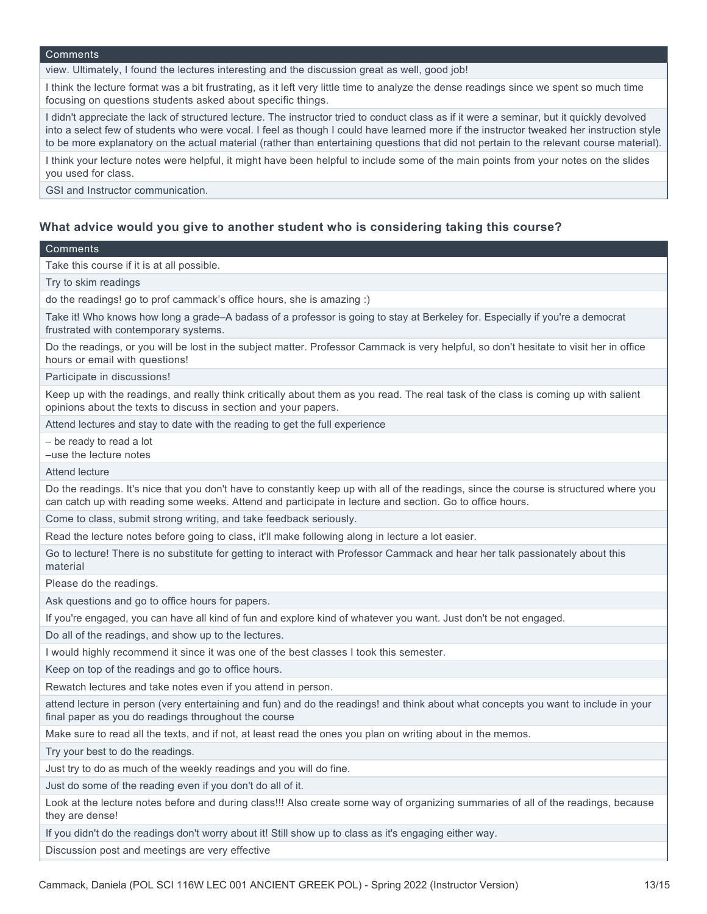| Comments |
| --- |
| view. Ultimately, I found the lectures interesting and the discussion great as well, good job! |
| I think the lecture format was a bit frustrating, as it left very little time to analyze the dense readings since we spent so much time focusing on questions students asked about specific things. |
| I didn't appreciate the lack of structured lecture. The instructor tried to conduct class as if it were a seminar, but it quickly devolved into a select few of students who were vocal. I feel as though I could have learned more if the instructor tweaked her instruction style to be more explanatory on the actual material (rather than entertaining questions that did not pertain to the relevant course material). |
| I think your lecture notes were helpful, it might have been helpful to include some of the main points from your notes on the slides you used for class. |
| GSI and Instructor communication. |

### What advice would you give to another student who is considering taking this course?

| Comments |
| --- |
| Take this course if it is at all possible. |
| Try to skim readings |
| do the readings! go to prof cammack's office hours, she is amazing :) |
| Take it! Who knows how long a grade–A badass of a professor is going to stay at Berkeley for. Especially if you're a democrat frustrated with contemporary systems. |
| Do the readings, or you will be lost in the subject matter. Professor Cammack is very helpful, so don't hesitate to visit her in office hours or email with questions! |
| Participate in discussions! |
| Keep up with the readings, and really think critically about them as you read. The real task of the class is coming up with salient opinions about the texts to discuss in section and your papers. |
| Attend lectures and stay to date with the reading to get the full experience |
| – be ready to read a lot<br>–use the lecture notes |
| Attend lecture |
| Do the readings. It's nice that you don't have to constantly keep up with all of the readings, since the course is structured where you can catch up with reading some weeks. Attend and participate in lecture and section. Go to office hours. |
| Come to class, submit strong writing, and take feedback seriously. |
| Read the lecture notes before going to class, it'll make following along in lecture a lot easier. |
| Go to lecture! There is no substitute for getting to interact with Professor Cammack and hear her talk passionately about this material |
| Please do the readings. |
| Ask questions and go to office hours for papers. |
| If you're engaged, you can have all kind of fun and explore kind of whatever you want. Just don't be not engaged. |
| Do all of the readings, and show up to the lectures. |
| I would highly recommend it since it was one of the best classes I took this semester. |
| Keep on top of the readings and go to office hours. |
| Rewatch lectures and take notes even if you attend in person. |
| attend lecture in person (very entertaining and fun) and do the readings! and think about what concepts you want to include in your final paper as you do readings throughout the course |
| Make sure to read all the texts, and if not, at least read the ones you plan on writing about in the memos. |
| Try your best to do the readings. |
| Just try to do as much of the weekly readings and you will do fine. |
| Just do some of the reading even if you don't do all of it. |
| Look at the lecture notes before and during class!!! Also create some way of organizing summaries of all of the readings, because they are dense! |
| If you didn't do the readings don't worry about it! Still show up to class as it's engaging either way. |
| Discussion post and meetings are very effective |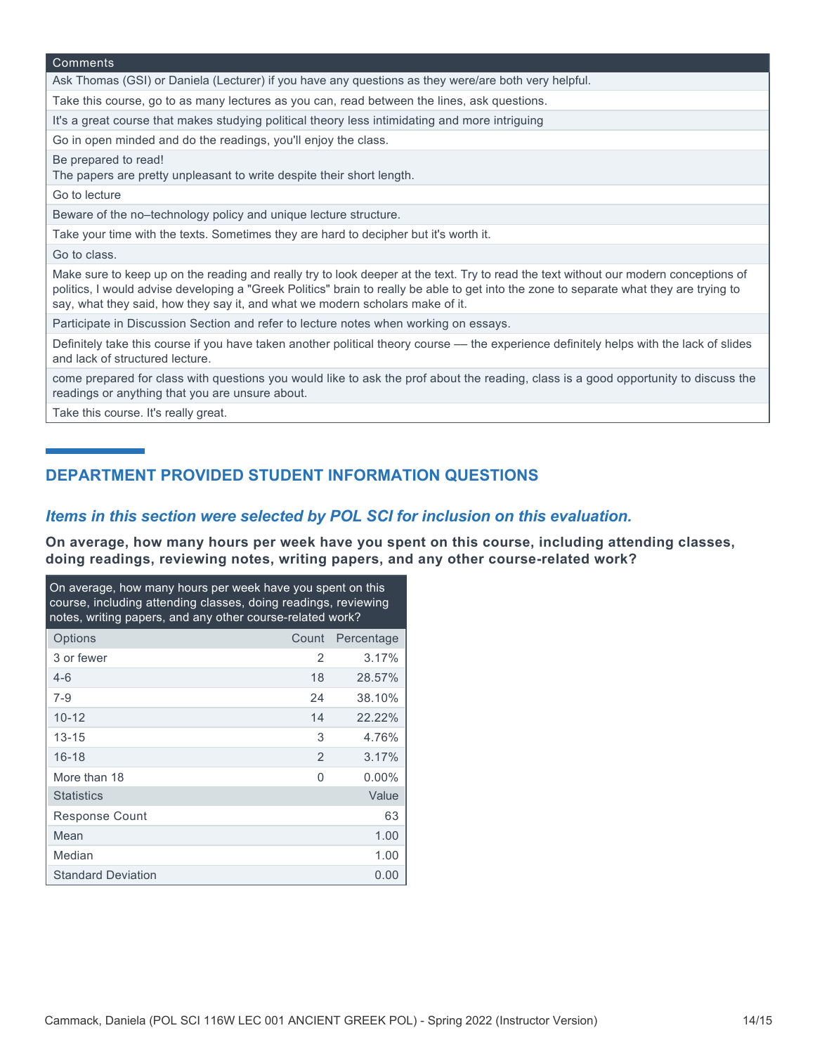| Comments |
| --- |
| Ask Thomas (GSI) or Daniela (Lecturer) if you have any questions as they were/are both very helpful. |
| Take this course, go to as many lectures as you can, read between the lines, ask questions. |
| It's a great course that makes studying political theory less intimidating and more intriguing |
| Go in open minded and do the readings, you'll enjoy the class. |
| Be prepared to read!<br>The papers are pretty unpleasant to write despite their short length. |
| Go to lecture |
| Beware of the no–technology policy and unique lecture structure. |
| Take your time with the texts. Sometimes they are hard to decipher but it's worth it. |
| Go to class. |
| Make sure to keep up on the reading and really try to look deeper at the text. Try to read the text without our modern conceptions of politics, I would advise developing a "Greek Politics" brain to really be able to get into the zone to separate what they are trying to say, what they said, how they say it, and what we modern scholars make of it. |
| Participate in Discussion Section and refer to lecture notes when working on essays. |
| Definitely take this course if you have taken another political theory course — the experience definitely helps with the lack of slides and lack of structured lecture. |
| come prepared for class with questions you would like to ask the prof about the reading, class is a good opportunity to discuss the readings or anything that you are unsure about. |
| Take this course. It's really great. |

## DEPARTMENT PROVIDED STUDENT INFORMATION QUESTIONS

### *Items in this section were selected by POL SCI for inclusion on this evaluation.*

**On average, how many hours per week have you spent on this course, including attending classes, doing readings, reviewing notes, writing papers, and any other course-related work?**

| On average, how many hours per week have you spent on this course, including attending classes, doing readings, reviewing notes, writing papers, and any other course-related work? | | |
| --- | --- | --- |
| Options | Count | Percentage |
| 3 or fewer | 2 | 3.17% |
| 4-6 | 18 | 28.57% |
| 7-9 | 24 | 38.10% |
| 10-12 | 14 | 22.22% |
| 13-15 | 3 | 4.76% |
| 16-18 | 2 | 3.17% |
| More than 18 | 0 | 0.00% |
| Statistics | | Value |
| Response Count | | 63 |
| Mean | | 1.00 |
| Median | | 1.00 |
| Standard Deviation | | 0.00 |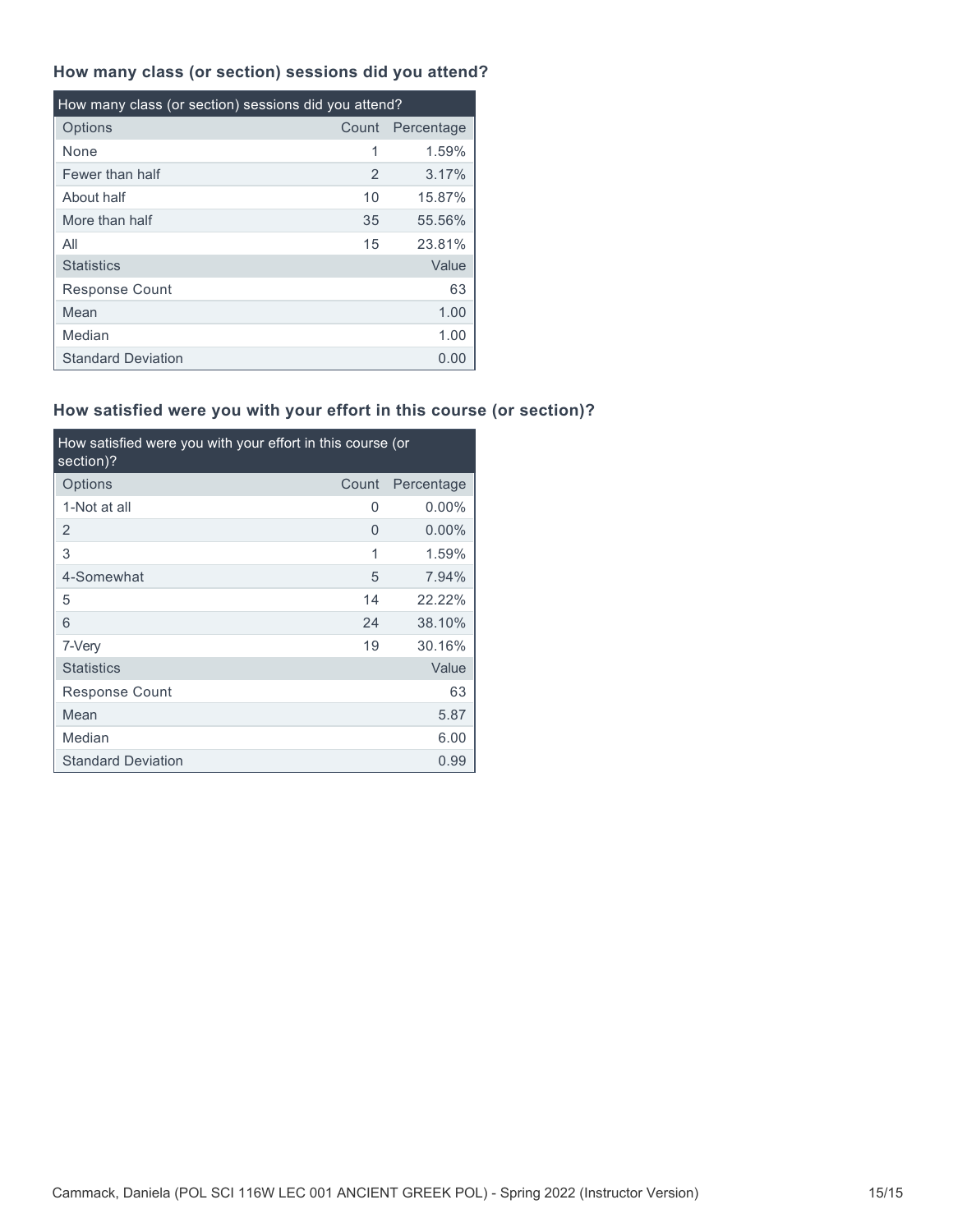### How many class (or section) sessions did you attend?

| How many class (or section) sessions did you attend? | | |
|---|---|---|
| Options | Count | Percentage |
| None | 1 | 1.59% |
| Fewer than half | 2 | 3.17% |
| About half | 10 | 15.87% |
| More than half | 35 | 55.56% |
| All | 15 | 23.81% |
| Statistics | | Value |
| Response Count | | 63 |
| Mean | | 1.00 |
| Median | | 1.00 |
| Standard Deviation | | 0.00 |

### How satisfied were you with your effort in this course (or section)?

| How satisfied were you with your effort in this course (or section)? | | |
|---|---|---|
| Options | Count | Percentage |
| 1-Not at all | 0 | 0.00% |
| 2 | 0 | 0.00% |
| 3 | 1 | 1.59% |
| 4-Somewhat | 5 | 7.94% |
| 5 | 14 | 22.22% |
| 6 | 24 | 38.10% |
| 7-Very | 19 | 30.16% |
| Statistics | | Value |
| Response Count | | 63 |
| Mean | | 5.87 |
| Median | | 6.00 |
| Standard Deviation | | 0.99 |